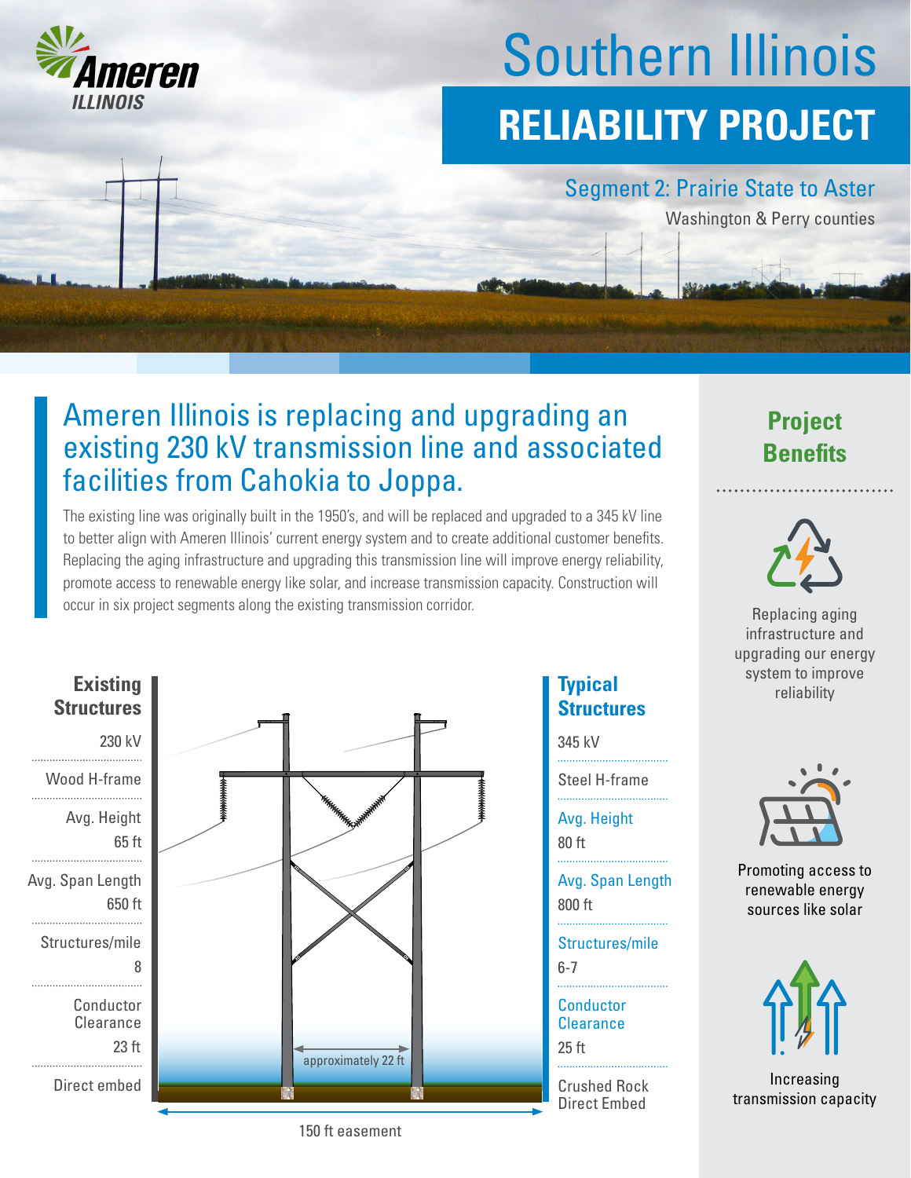Ameren ILLINOIS

# Southern Illinois

# RELIABILITY PROJECT

## Segment 2: Prairie State to Aster

Washington & Perry counties

## Ameren Illinois is replacing and upgrading an existing 230 kV transmission line and associated facilities from Cahokia to Joppa.

The existing line was originally built in the 1950's, and will be replaced and upgraded to a 345 kV line to better align with Ameren Illinois' current energy system and to create additional customer benefits. Replacing the aging infrastructure and upgrading this transmission line will improve energy reliability, promote access to renewable energy like solar, and increase transmission capacity. Construction will occur in six project segments along the existing transmission corridor.

| | Existing Structures | Typical Structures |
|---|---|---|
| Voltage | 230 kV | 345 kV |
| Type | Wood H-frame | Steel H-frame |
| Avg. Height | 65 ft | 80 ft |
| Avg. Span Length | 650 ft | 800 ft |
| Structures/mile | 8 | 6-7 |
| Conductor Clearance | 23 ft | 25 ft |
| Foundation | Direct embed | Crushed Rock Direct Embed |

approximately 22 ft

150 ft easement

## Project Benefits

Replacing aging infrastructure and upgrading our energy system to improve reliability

Promoting access to renewable energy sources like solar

Increasing transmission capacity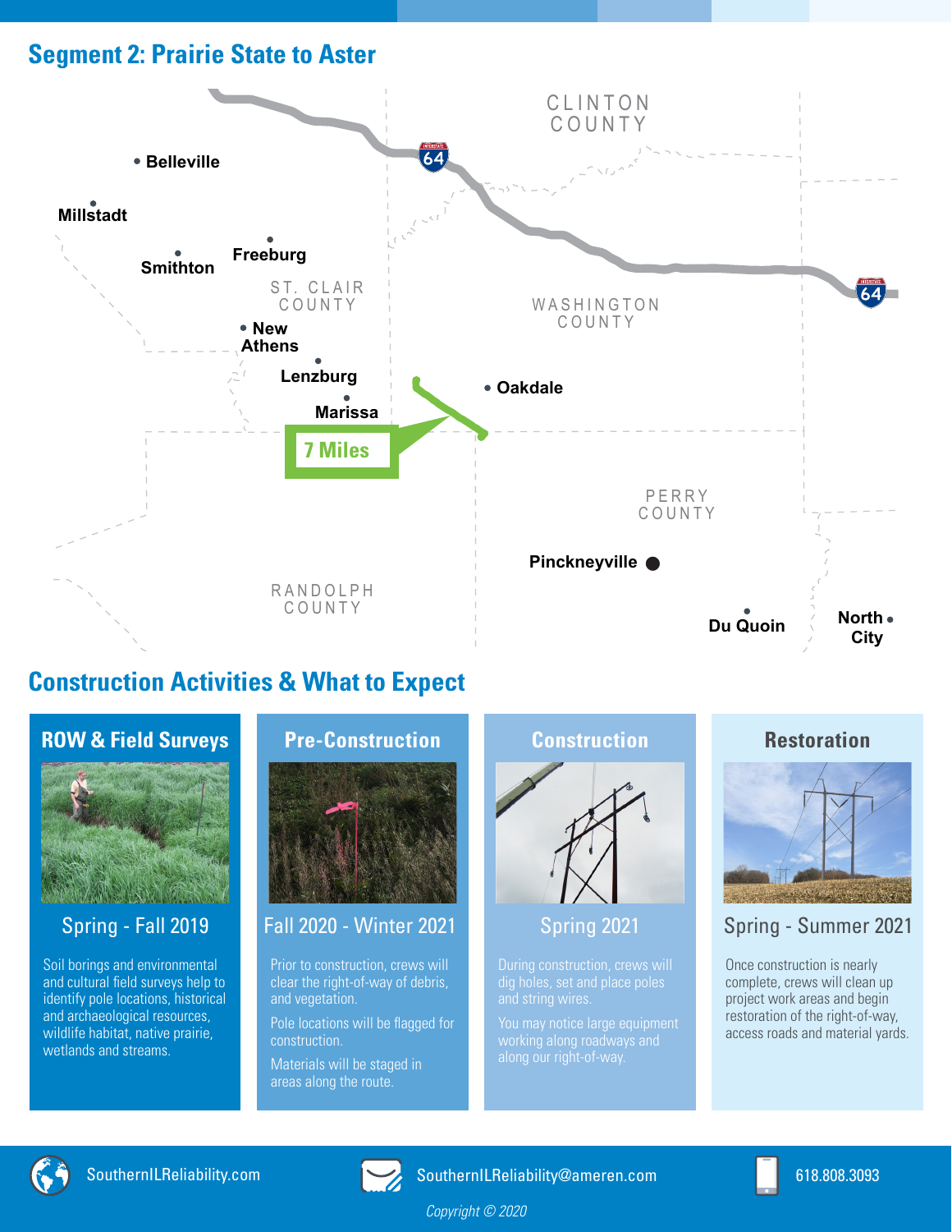## Segment 2: Prairie State to Aster

CLINTON COUNTY

Belleville

Millstadt

Smithton

Freeburg

ST. CLAIR COUNTY

New Athens

Lenzburg

Marissa

7 Miles

Oakdale

WASHINGTON COUNTY

PERRY COUNTY

Pinckneyville

RANDOLPH COUNTY

Du Quoin

North City

64

## Construction Activities & What to Expect

### ROW & Field Surveys

Spring - Fall 2019

Soil borings and environmental and cultural field surveys help to identify pole locations, historical and archaeological resources, wildlife habitat, native prairie, wetlands and streams.

### Pre-Construction

Fall 2020 - Winter 2021

Prior to construction, crews will clear the right-of-way of debris, and vegetation.

Pole locations will be flagged for construction.

Materials will be staged in areas along the route.

### Construction

Spring 2021

During construction, crews will dig holes, set and place poles and string wires.

You may notice large equipment working along roadways and along our right-of-way.

### Restoration

Spring - Summer 2021

Once construction is nearly complete, crews will clean up project work areas and begin restoration of the right-of-way, access roads and material yards.

SouthernILReliability.com

SouthernILReliability@ameren.com

618.808.3093

*Copyright © 2020*